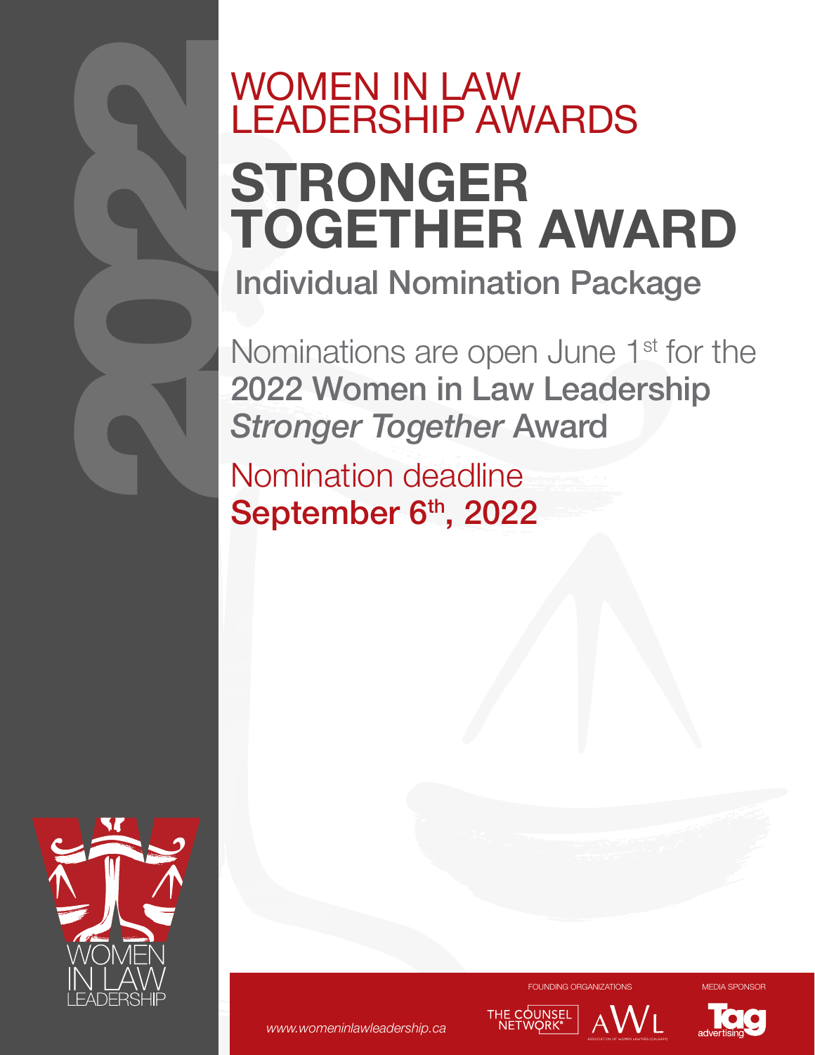# WOMEN IN LAW LEADERSHIP AWARDS

# STRONGER TOGETHER AWARD

## Individual Nomination Package

Nominations are open June 1st for the **2022 Women in Law Leadership *Stronger Together* Award**

Nomination deadline
**September 6th, 2022**

FOUNDING ORGANIZATIONS

MEDIA SPONSOR

*www.womeninlawleadership.ca*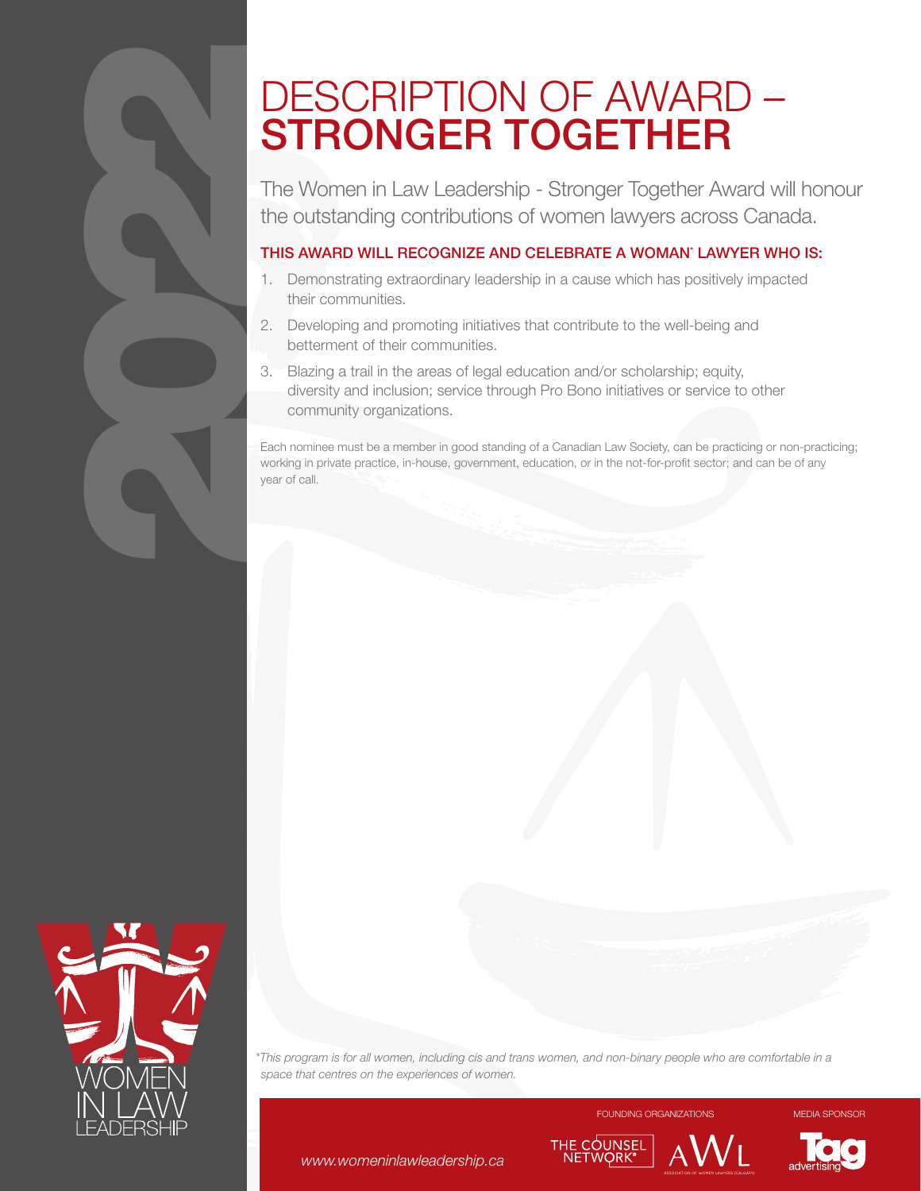# DESCRIPTION OF AWARD – STRONGER TOGETHER

The Women in Law Leadership - Stronger Together Award will honour the outstanding contributions of women lawyers across Canada.

## THIS AWARD WILL RECOGNIZE AND CELEBRATE A WOMAN* LAWYER WHO IS:

1. Demonstrating extraordinary leadership in a cause which has positively impacted their communities.
2. Developing and promoting initiatives that contribute to the well-being and betterment of their communities.
3. Blazing a trail in the areas of legal education and/or scholarship; equity, diversity and inclusion; service through Pro Bono initiatives or service to other community organizations.

Each nominee must be a member in good standing of a Canadian Law Society, can be practicing or non-practicing; working in private practice, in-house, government, education, or in the not-for-profit sector; and can be of any year of call.

*\*This program is for all women, including cis and trans women, and non-binary people who are comfortable in a space that centres on the experiences of women.*

www.womeninlawleadership.ca

FOUNDING ORGANIZATIONS: THE COUNSEL NETWORK, AWL (Association of Women Lawyers (Calgary))

MEDIA SPONSOR: Tag advertising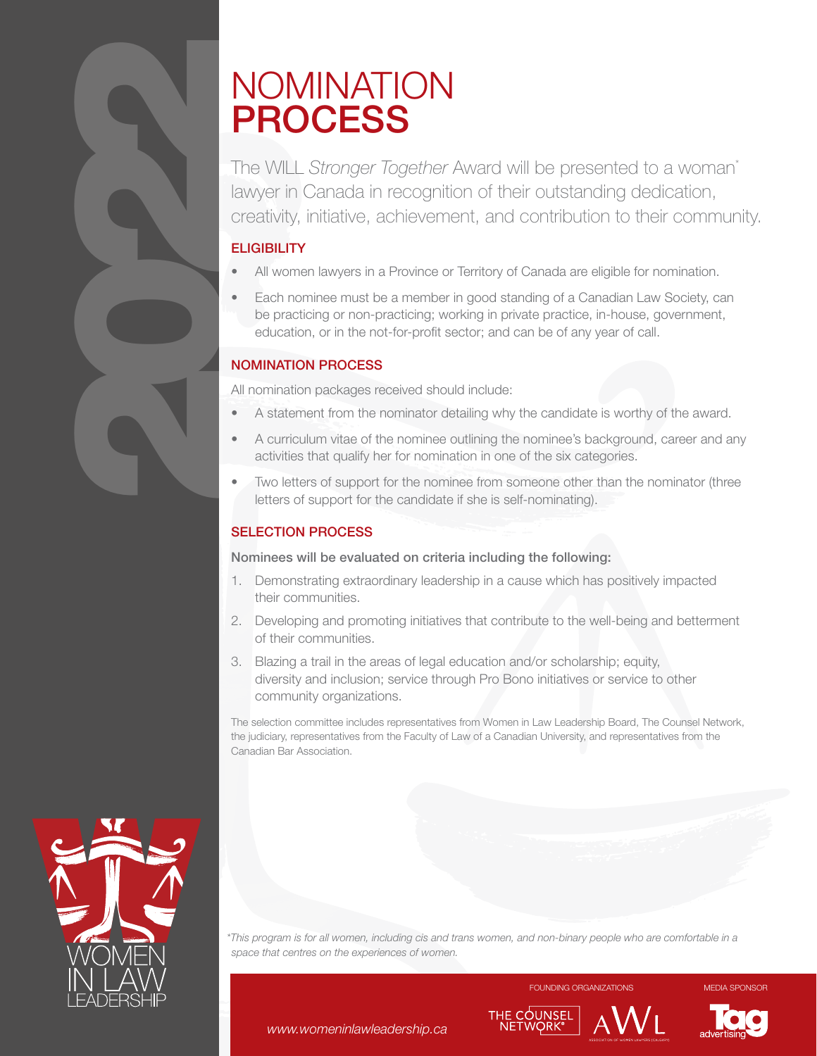# NOMINATION **PROCESS**

The WILL *Stronger Together* Award will be presented to a woman* lawyer in Canada in recognition of their outstanding dedication, creativity, initiative, achievement, and contribution to their community.

## ELIGIBILITY

- All women lawyers in a Province or Territory of Canada are eligible for nomination.
- Each nominee must be a member in good standing of a Canadian Law Society, can be practicing or non-practicing; working in private practice, in-house, government, education, or in the not-for-profit sector; and can be of any year of call.

## NOMINATION PROCESS

All nomination packages received should include:

- A statement from the nominator detailing why the candidate is worthy of the award.
- A curriculum vitae of the nominee outlining the nominee's background, career and any activities that qualify her for nomination in one of the six categories.
- Two letters of support for the nominee from someone other than the nominator (three letters of support for the candidate if she is self-nominating).

## SELECTION PROCESS

**Nominees will be evaluated on criteria including the following:**

1. Demonstrating extraordinary leadership in a cause which has positively impacted their communities.
2. Developing and promoting initiatives that contribute to the well-being and betterment of their communities.
3. Blazing a trail in the areas of legal education and/or scholarship; equity, diversity and inclusion; service through Pro Bono initiatives or service to other community organizations.

The selection committee includes representatives from Women in Law Leadership Board, The Counsel Network, the judiciary, representatives from the Faculty of Law of a Canadian University, and representatives from the Canadian Bar Association.

*\*This program is for all women, including cis and trans women, and non-binary people who are comfortable in a space that centres on the experiences of women.*

WOMEN IN LAW LEADERSHIP

www.womeninlawleadership.ca

FOUNDING ORGANIZATIONS: THE COUNSEL NETWORK® · AWL ASSOCIATION OF WOMEN LAWYERS (CALGARY)

MEDIA SPONSOR: Tag advertising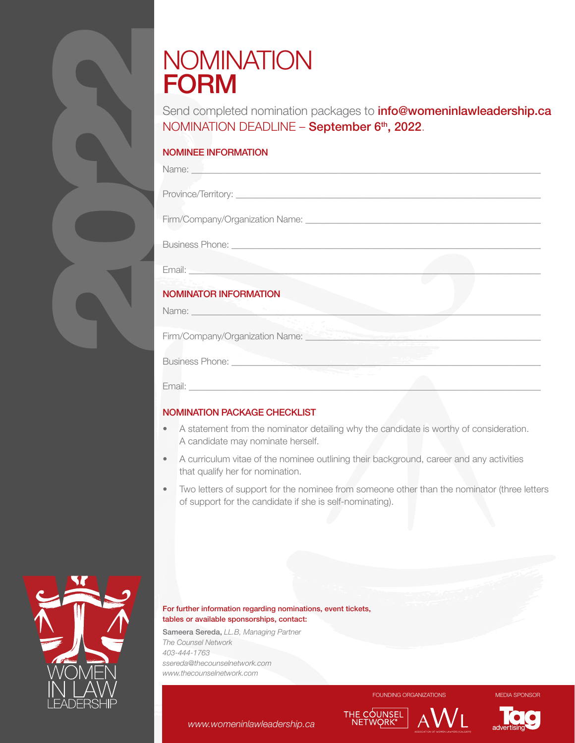# NOMINATION **FORM**

Send completed nomination packages to **info@womeninlawleadership.ca**
NOMINATION DEADLINE – **September 6th, 2022**.

## NOMINEE INFORMATION

Name: ______________________________________________

Province/Territory: ______________________________________________

Firm/Company/Organization Name: ______________________________________________

Business Phone: ______________________________________________

Email: ______________________________________________

## NOMINATOR INFORMATION

Name: ______________________________________________

Firm/Company/Organization Name: ______________________________________________

Business Phone: ______________________________________________

Email: ______________________________________________

## NOMINATION PACKAGE CHECKLIST

- A statement from the nominator detailing why the candidate is worthy of consideration. A candidate may nominate herself.
- A curriculum vitae of the nominee outlining their background, career and any activities that qualify her for nomination.
- Two letters of support for the nominee from someone other than the nominator (three letters of support for the candidate if she is self-nominating).

**For further information regarding nominations, event tickets, tables or available sponsorships, contact:**

**Sameera Sereda,** *LL.B, Managing Partner*
*The Counsel Network*
*403-444-1763*
*ssereda@thecounselnetwork.com*
*www.thecounselnetwork.com*

*www.womeninlawleadership.ca*

FOUNDING ORGANIZATIONS: THE COUNSEL NETWORK, AWL ASSOCIATION OF WOMEN LAWYERS (CALGARY)

MEDIA SPONSOR: Tag advertising